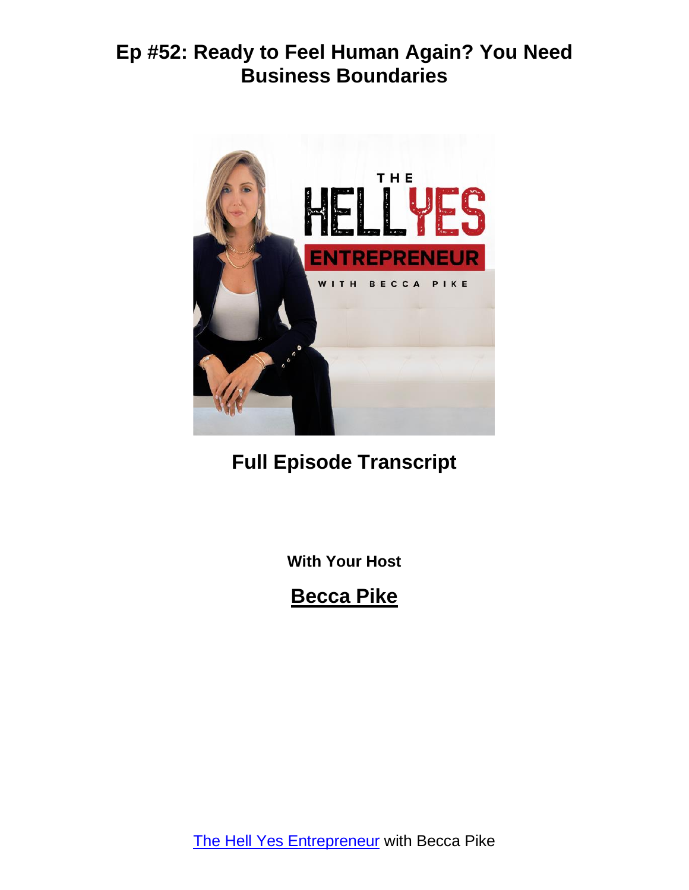# Ep #52: Ready to Feel Human Again? You Need Business Boundaries

## Full Episode Transcript

**With Your Host**

## Becca Pike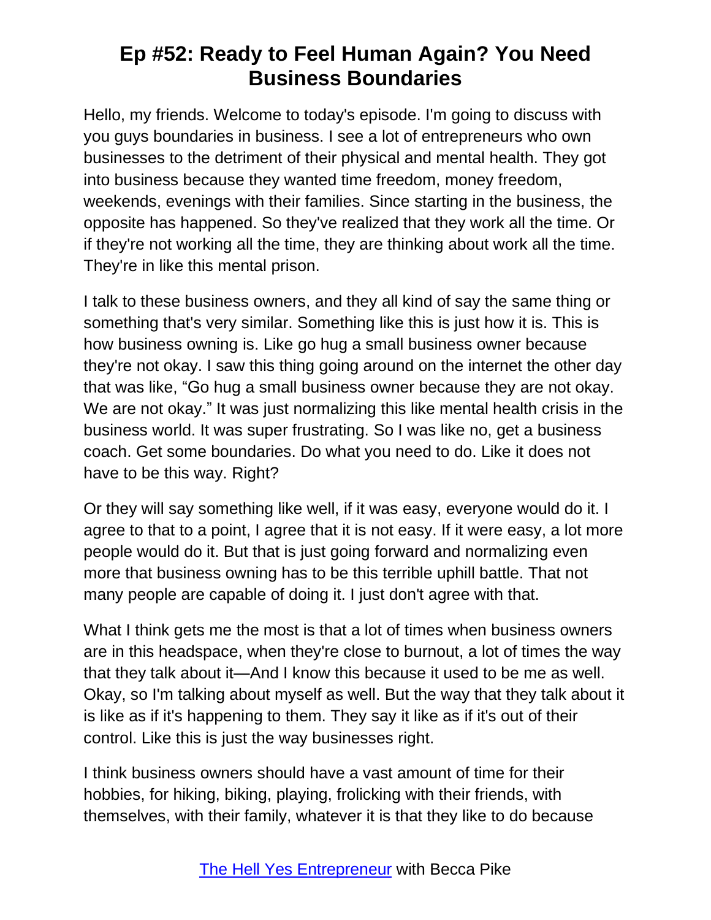# Ep #52: Ready to Feel Human Again? You Need Business Boundaries

Hello, my friends. Welcome to today's episode. I'm going to discuss with you guys boundaries in business. I see a lot of entrepreneurs who own businesses to the detriment of their physical and mental health. They got into business because they wanted time freedom, money freedom, weekends, evenings with their families. Since starting in the business, the opposite has happened. So they've realized that they work all the time. Or if they're not working all the time, they are thinking about work all the time. They're in like this mental prison.

I talk to these business owners, and they all kind of say the same thing or something that's very similar. Something like this is just how it is. This is how business owning is. Like go hug a small business owner because they're not okay. I saw this thing going around on the internet the other day that was like, "Go hug a small business owner because they are not okay. We are not okay." It was just normalizing this like mental health crisis in the business world. It was super frustrating. So I was like no, get a business coach. Get some boundaries. Do what you need to do. Like it does not have to be this way. Right?

Or they will say something like well, if it was easy, everyone would do it. I agree to that to a point, I agree that it is not easy. If it were easy, a lot more people would do it. But that is just going forward and normalizing even more that business owning has to be this terrible uphill battle. That not many people are capable of doing it. I just don't agree with that.

What I think gets me the most is that a lot of times when business owners are in this headspace, when they're close to burnout, a lot of times the way that they talk about it—And I know this because it used to be me as well. Okay, so I'm talking about myself as well. But the way that they talk about it is like as if it's happening to them. They say it like as if it's out of their control. Like this is just the way businesses right.

I think business owners should have a vast amount of time for their hobbies, for hiking, biking, playing, frolicking with their friends, with themselves, with their family, whatever it is that they like to do because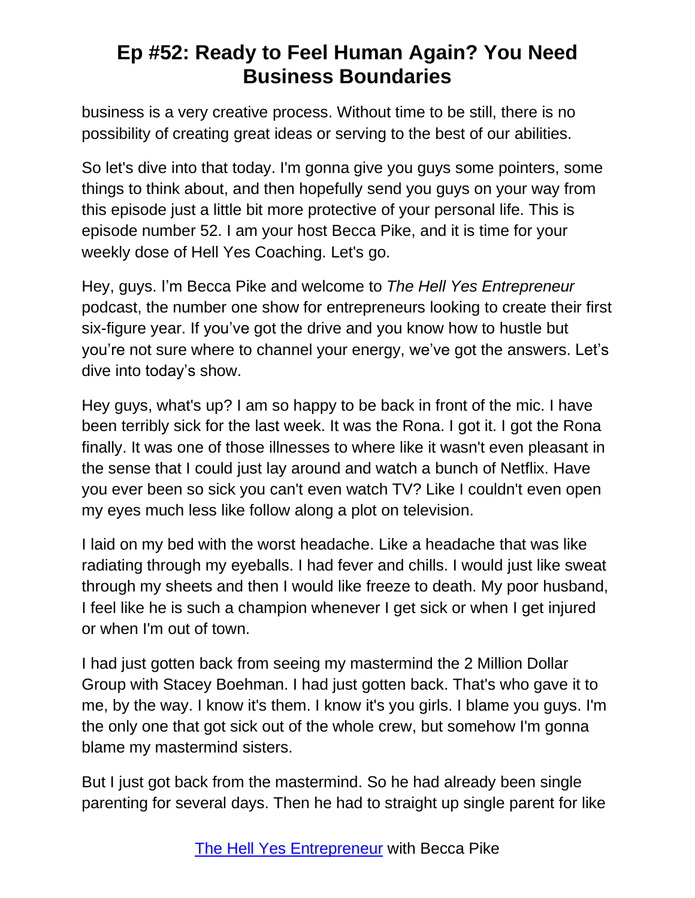business is a very creative process. Without time to be still, there is no possibility of creating great ideas or serving to the best of our abilities.

So let's dive into that today. I'm gonna give you guys some pointers, some things to think about, and then hopefully send you guys on your way from this episode just a little bit more protective of your personal life. This is episode number 52. I am your host Becca Pike, and it is time for your weekly dose of Hell Yes Coaching. Let's go.

Hey, guys. I'm Becca Pike and welcome to *The Hell Yes Entrepreneur* podcast, the number one show for entrepreneurs looking to create their first six-figure year. If you've got the drive and you know how to hustle but you're not sure where to channel your energy, we've got the answers. Let's dive into today's show.

Hey guys, what's up? I am so happy to be back in front of the mic. I have been terribly sick for the last week. It was the Rona. I got it. I got the Rona finally. It was one of those illnesses to where like it wasn't even pleasant in the sense that I could just lay around and watch a bunch of Netflix. Have you ever been so sick you can't even watch TV? Like I couldn't even open my eyes much less like follow along a plot on television.

I laid on my bed with the worst headache. Like a headache that was like radiating through my eyeballs. I had fever and chills. I would just like sweat through my sheets and then I would like freeze to death. My poor husband, I feel like he is such a champion whenever I get sick or when I get injured or when I'm out of town.

I had just gotten back from seeing my mastermind the 2 Million Dollar Group with Stacey Boehman. I had just gotten back. That's who gave it to me, by the way. I know it's them. I know it's you girls. I blame you guys. I'm the only one that got sick out of the whole crew, but somehow I'm gonna blame my mastermind sisters.

But I just got back from the mastermind. So he had already been single parenting for several days. Then he had to straight up single parent for like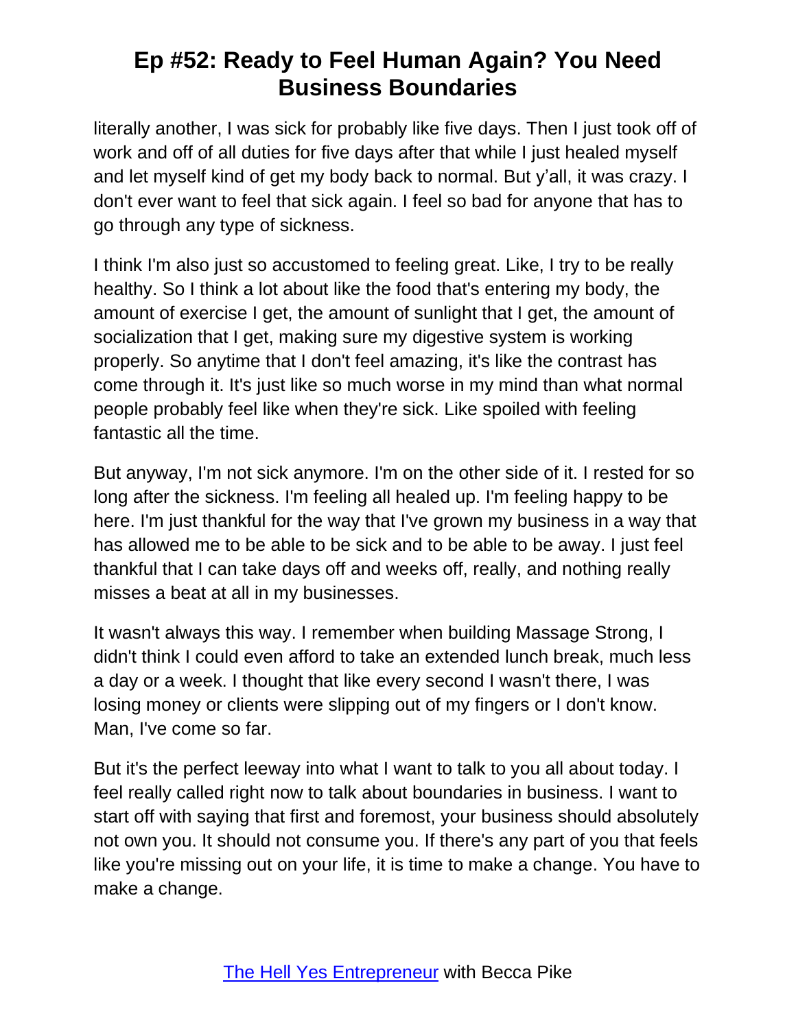literally another, I was sick for probably like five days. Then I just took off of work and off of all duties for five days after that while I just healed myself and let myself kind of get my body back to normal. But y'all, it was crazy. I don't ever want to feel that sick again. I feel so bad for anyone that has to go through any type of sickness.

I think I'm also just so accustomed to feeling great. Like, I try to be really healthy. So I think a lot about like the food that's entering my body, the amount of exercise I get, the amount of sunlight that I get, the amount of socialization that I get, making sure my digestive system is working properly. So anytime that I don't feel amazing, it's like the contrast has come through it. It's just like so much worse in my mind than what normal people probably feel like when they're sick. Like spoiled with feeling fantastic all the time.

But anyway, I'm not sick anymore. I'm on the other side of it. I rested for so long after the sickness. I'm feeling all healed up. I'm feeling happy to be here. I'm just thankful for the way that I've grown my business in a way that has allowed me to be able to be sick and to be able to be away. I just feel thankful that I can take days off and weeks off, really, and nothing really misses a beat at all in my businesses.

It wasn't always this way. I remember when building Massage Strong, I didn't think I could even afford to take an extended lunch break, much less a day or a week. I thought that like every second I wasn't there, I was losing money or clients were slipping out of my fingers or I don't know. Man, I've come so far.

But it's the perfect leeway into what I want to talk to you all about today. I feel really called right now to talk about boundaries in business. I want to start off with saying that first and foremost, your business should absolutely not own you. It should not consume you. If there's any part of you that feels like you're missing out on your life, it is time to make a change. You have to make a change.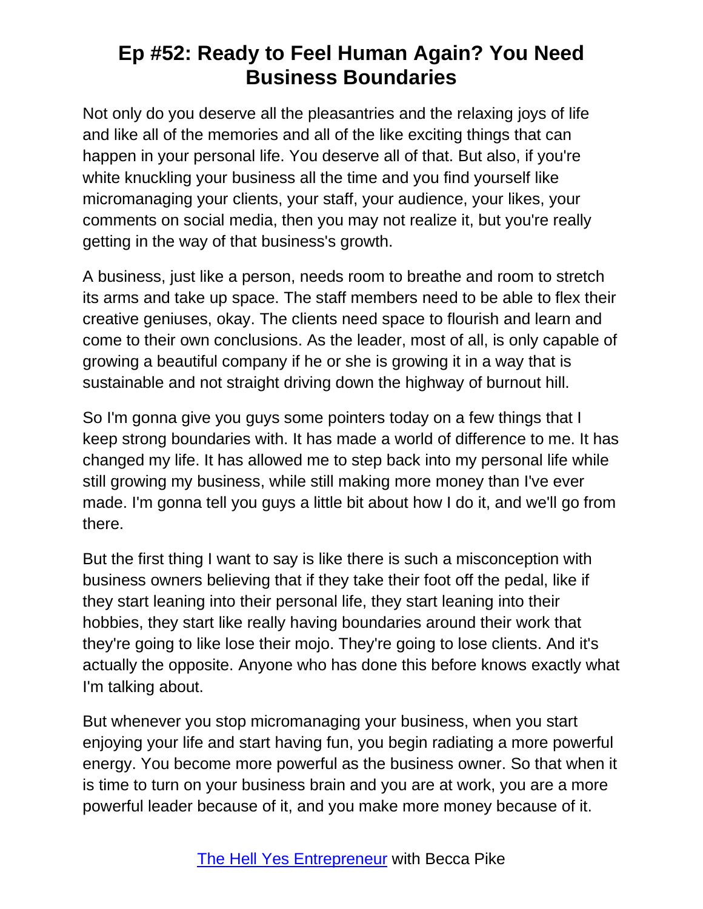# Ep #52: Ready to Feel Human Again? You Need Business Boundaries

Not only do you deserve all the pleasantries and the relaxing joys of life and like all of the memories and all of the like exciting things that can happen in your personal life. You deserve all of that. But also, if you're white knuckling your business all the time and you find yourself like micromanaging your clients, your staff, your audience, your likes, your comments on social media, then you may not realize it, but you're really getting in the way of that business's growth.

A business, just like a person, needs room to breathe and room to stretch its arms and take up space. The staff members need to be able to flex their creative geniuses, okay. The clients need space to flourish and learn and come to their own conclusions. As the leader, most of all, is only capable of growing a beautiful company if he or she is growing it in a way that is sustainable and not straight driving down the highway of burnout hill.

So I'm gonna give you guys some pointers today on a few things that I keep strong boundaries with. It has made a world of difference to me. It has changed my life. It has allowed me to step back into my personal life while still growing my business, while still making more money than I've ever made. I'm gonna tell you guys a little bit about how I do it, and we'll go from there.

But the first thing I want to say is like there is such a misconception with business owners believing that if they take their foot off the pedal, like if they start leaning into their personal life, they start leaning into their hobbies, they start like really having boundaries around their work that they're going to like lose their mojo. They're going to lose clients. And it's actually the opposite. Anyone who has done this before knows exactly what I'm talking about.

But whenever you stop micromanaging your business, when you start enjoying your life and start having fun, you begin radiating a more powerful energy. You become more powerful as the business owner. So that when it is time to turn on your business brain and you are at work, you are a more powerful leader because of it, and you make more money because of it.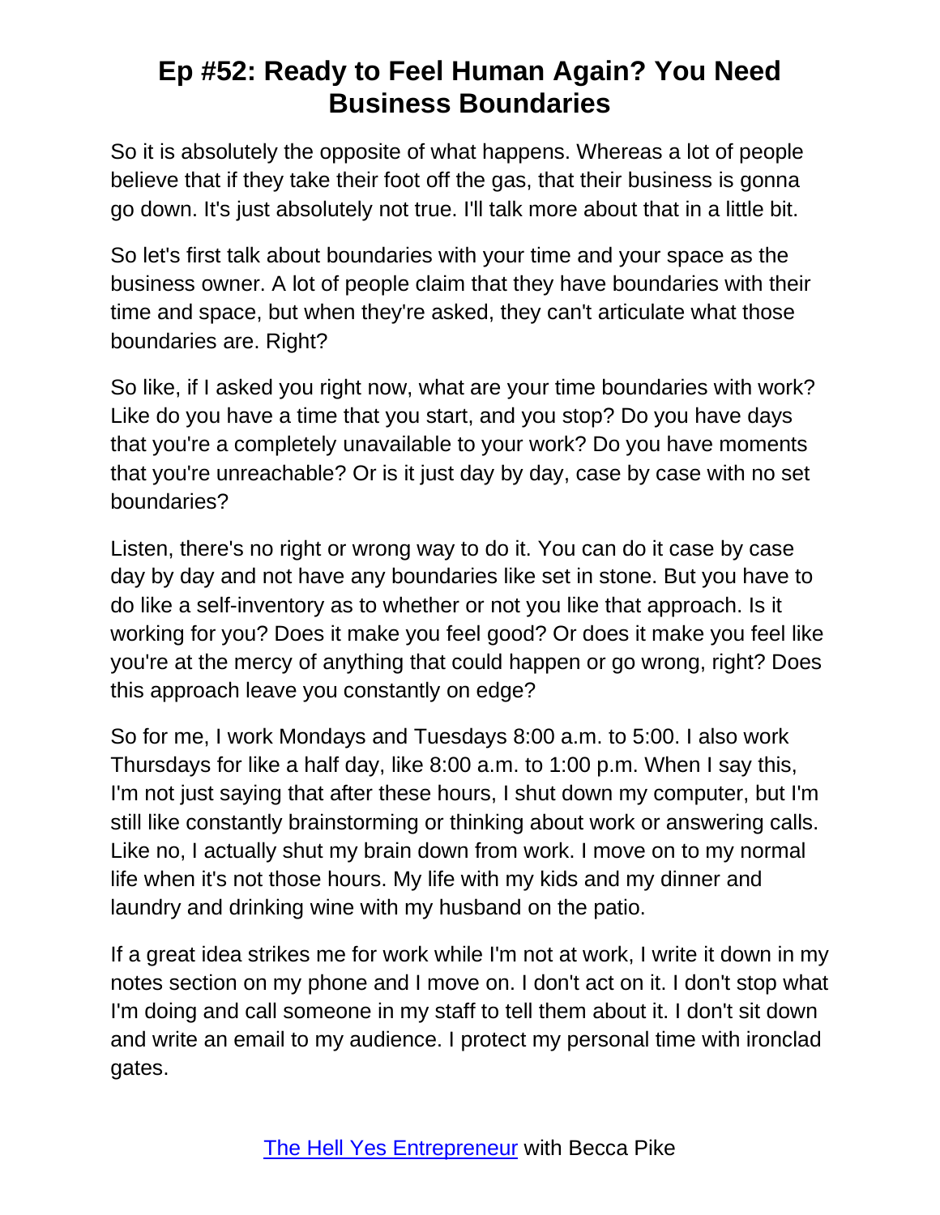So it is absolutely the opposite of what happens. Whereas a lot of people believe that if they take their foot off the gas, that their business is gonna go down. It's just absolutely not true. I'll talk more about that in a little bit.

So let's first talk about boundaries with your time and your space as the business owner. A lot of people claim that they have boundaries with their time and space, but when they're asked, they can't articulate what those boundaries are. Right?

So like, if I asked you right now, what are your time boundaries with work? Like do you have a time that you start, and you stop? Do you have days that you're a completely unavailable to your work? Do you have moments that you're unreachable? Or is it just day by day, case by case with no set boundaries?

Listen, there's no right or wrong way to do it. You can do it case by case day by day and not have any boundaries like set in stone. But you have to do like a self-inventory as to whether or not you like that approach. Is it working for you? Does it make you feel good? Or does it make you feel like you're at the mercy of anything that could happen or go wrong, right? Does this approach leave you constantly on edge?

So for me, I work Mondays and Tuesdays 8:00 a.m. to 5:00. I also work Thursdays for like a half day, like 8:00 a.m. to 1:00 p.m. When I say this, I'm not just saying that after these hours, I shut down my computer, but I'm still like constantly brainstorming or thinking about work or answering calls. Like no, I actually shut my brain down from work. I move on to my normal life when it's not those hours. My life with my kids and my dinner and laundry and drinking wine with my husband on the patio.

If a great idea strikes me for work while I'm not at work, I write it down in my notes section on my phone and I move on. I don't act on it. I don't stop what I'm doing and call someone in my staff to tell them about it. I don't sit down and write an email to my audience. I protect my personal time with ironclad gates.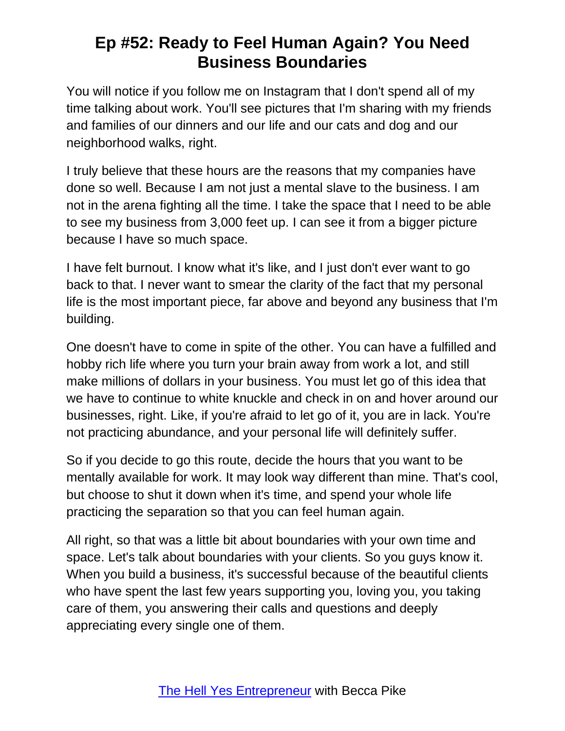# Ep #52: Ready to Feel Human Again? You Need Business Boundaries

You will notice if you follow me on Instagram that I don't spend all of my time talking about work. You'll see pictures that I'm sharing with my friends and families of our dinners and our life and our cats and dog and our neighborhood walks, right.

I truly believe that these hours are the reasons that my companies have done so well. Because I am not just a mental slave to the business. I am not in the arena fighting all the time. I take the space that I need to be able to see my business from 3,000 feet up. I can see it from a bigger picture because I have so much space.

I have felt burnout. I know what it's like, and I just don't ever want to go back to that. I never want to smear the clarity of the fact that my personal life is the most important piece, far above and beyond any business that I'm building.

One doesn't have to come in spite of the other. You can have a fulfilled and hobby rich life where you turn your brain away from work a lot, and still make millions of dollars in your business. You must let go of this idea that we have to continue to white knuckle and check in on and hover around our businesses, right. Like, if you're afraid to let go of it, you are in lack. You're not practicing abundance, and your personal life will definitely suffer.

So if you decide to go this route, decide the hours that you want to be mentally available for work. It may look way different than mine. That's cool, but choose to shut it down when it's time, and spend your whole life practicing the separation so that you can feel human again.

All right, so that was a little bit about boundaries with your own time and space. Let's talk about boundaries with your clients. So you guys know it. When you build a business, it's successful because of the beautiful clients who have spent the last few years supporting you, loving you, you taking care of them, you answering their calls and questions and deeply appreciating every single one of them.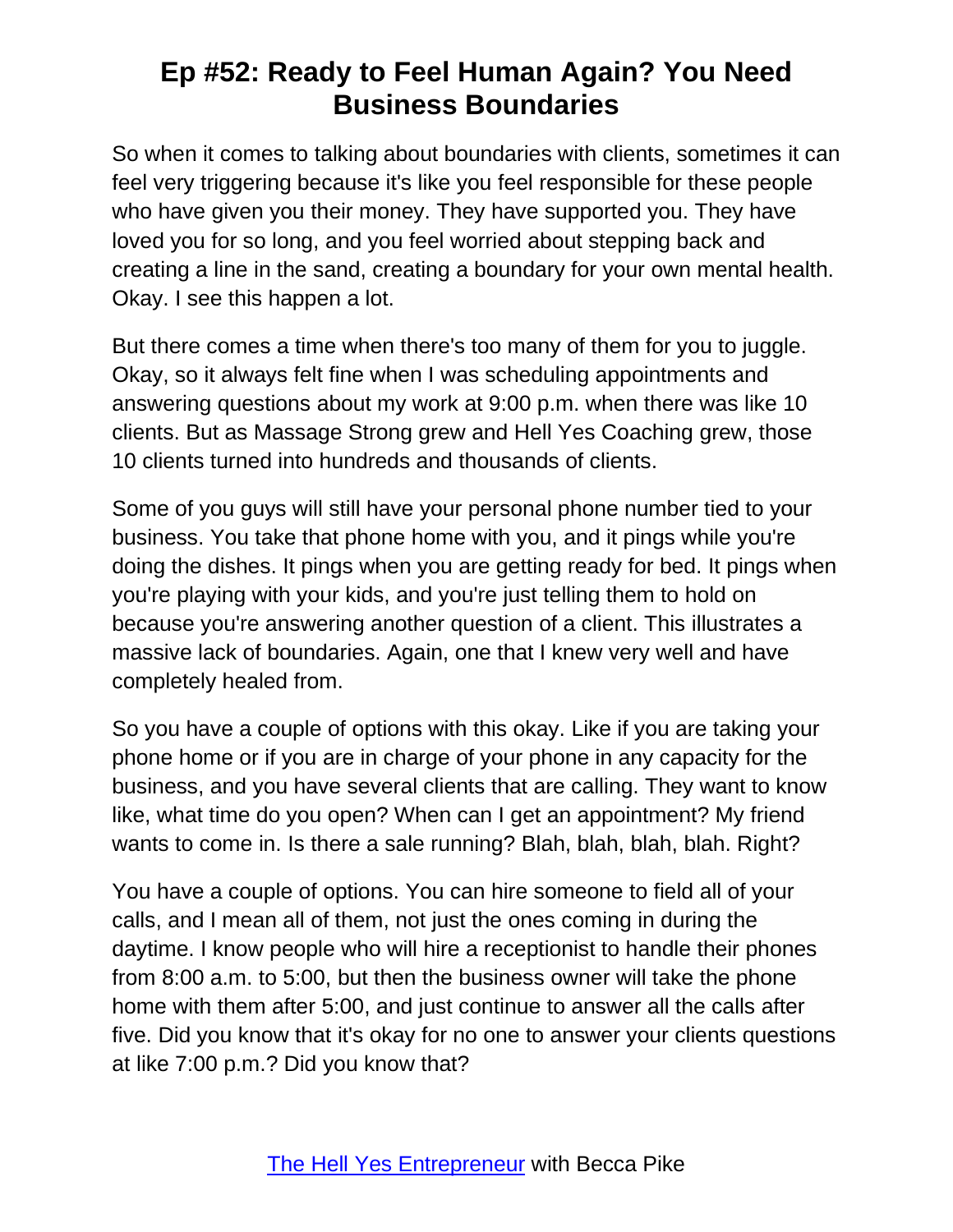So when it comes to talking about boundaries with clients, sometimes it can feel very triggering because it's like you feel responsible for these people who have given you their money. They have supported you. They have loved you for so long, and you feel worried about stepping back and creating a line in the sand, creating a boundary for your own mental health. Okay. I see this happen a lot.

But there comes a time when there's too many of them for you to juggle. Okay, so it always felt fine when I was scheduling appointments and answering questions about my work at 9:00 p.m. when there was like 10 clients. But as Massage Strong grew and Hell Yes Coaching grew, those 10 clients turned into hundreds and thousands of clients.

Some of you guys will still have your personal phone number tied to your business. You take that phone home with you, and it pings while you're doing the dishes. It pings when you are getting ready for bed. It pings when you're playing with your kids, and you're just telling them to hold on because you're answering another question of a client. This illustrates a massive lack of boundaries. Again, one that I knew very well and have completely healed from.

So you have a couple of options with this okay. Like if you are taking your phone home or if you are in charge of your phone in any capacity for the business, and you have several clients that are calling. They want to know like, what time do you open? When can I get an appointment? My friend wants to come in. Is there a sale running? Blah, blah, blah, blah. Right?

You have a couple of options. You can hire someone to field all of your calls, and I mean all of them, not just the ones coming in during the daytime. I know people who will hire a receptionist to handle their phones from 8:00 a.m. to 5:00, but then the business owner will take the phone home with them after 5:00, and just continue to answer all the calls after five. Did you know that it's okay for no one to answer your clients questions at like 7:00 p.m.? Did you know that?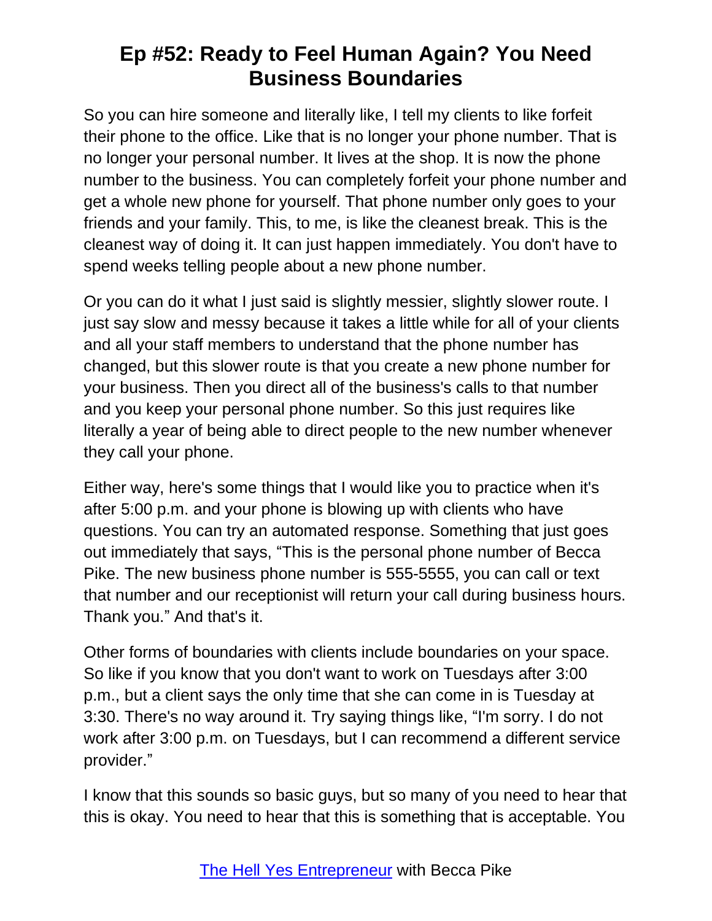So you can hire someone and literally like, I tell my clients to like forfeit their phone to the office. Like that is no longer your phone number. That is no longer your personal number. It lives at the shop. It is now the phone number to the business. You can completely forfeit your phone number and get a whole new phone for yourself. That phone number only goes to your friends and your family. This, to me, is like the cleanest break. This is the cleanest way of doing it. It can just happen immediately. You don't have to spend weeks telling people about a new phone number.

Or you can do it what I just said is slightly messier, slightly slower route. I just say slow and messy because it takes a little while for all of your clients and all your staff members to understand that the phone number has changed, but this slower route is that you create a new phone number for your business. Then you direct all of the business's calls to that number and you keep your personal phone number. So this just requires like literally a year of being able to direct people to the new number whenever they call your phone.

Either way, here's some things that I would like you to practice when it's after 5:00 p.m. and your phone is blowing up with clients who have questions. You can try an automated response. Something that just goes out immediately that says, "This is the personal phone number of Becca Pike. The new business phone number is 555-5555, you can call or text that number and our receptionist will return your call during business hours. Thank you." And that's it.

Other forms of boundaries with clients include boundaries on your space. So like if you know that you don't want to work on Tuesdays after 3:00 p.m., but a client says the only time that she can come in is Tuesday at 3:30. There's no way around it. Try saying things like, "I'm sorry. I do not work after 3:00 p.m. on Tuesdays, but I can recommend a different service provider."

I know that this sounds so basic guys, but so many of you need to hear that this is okay. You need to hear that this is something that is acceptable. You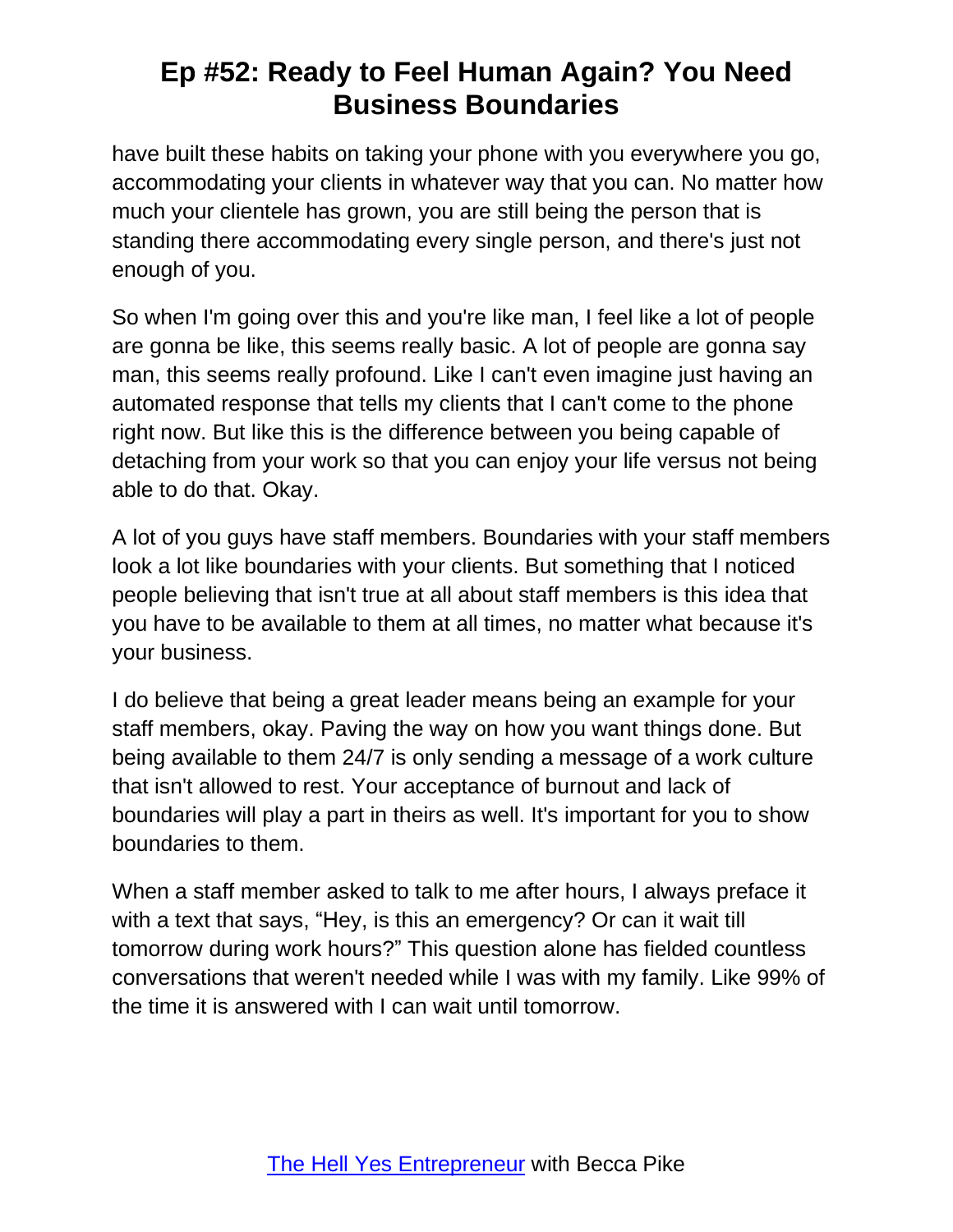have built these habits on taking your phone with you everywhere you go, accommodating your clients in whatever way that you can. No matter how much your clientele has grown, you are still being the person that is standing there accommodating every single person, and there's just not enough of you.

So when I'm going over this and you're like man, I feel like a lot of people are gonna be like, this seems really basic. A lot of people are gonna say man, this seems really profound. Like I can't even imagine just having an automated response that tells my clients that I can't come to the phone right now. But like this is the difference between you being capable of detaching from your work so that you can enjoy your life versus not being able to do that. Okay.

A lot of you guys have staff members. Boundaries with your staff members look a lot like boundaries with your clients. But something that I noticed people believing that isn't true at all about staff members is this idea that you have to be available to them at all times, no matter what because it's your business.

I do believe that being a great leader means being an example for your staff members, okay. Paving the way on how you want things done. But being available to them 24/7 is only sending a message of a work culture that isn't allowed to rest. Your acceptance of burnout and lack of boundaries will play a part in theirs as well. It's important for you to show boundaries to them.

When a staff member asked to talk to me after hours, I always preface it with a text that says, "Hey, is this an emergency? Or can it wait till tomorrow during work hours?" This question alone has fielded countless conversations that weren't needed while I was with my family. Like 99% of the time it is answered with I can wait until tomorrow.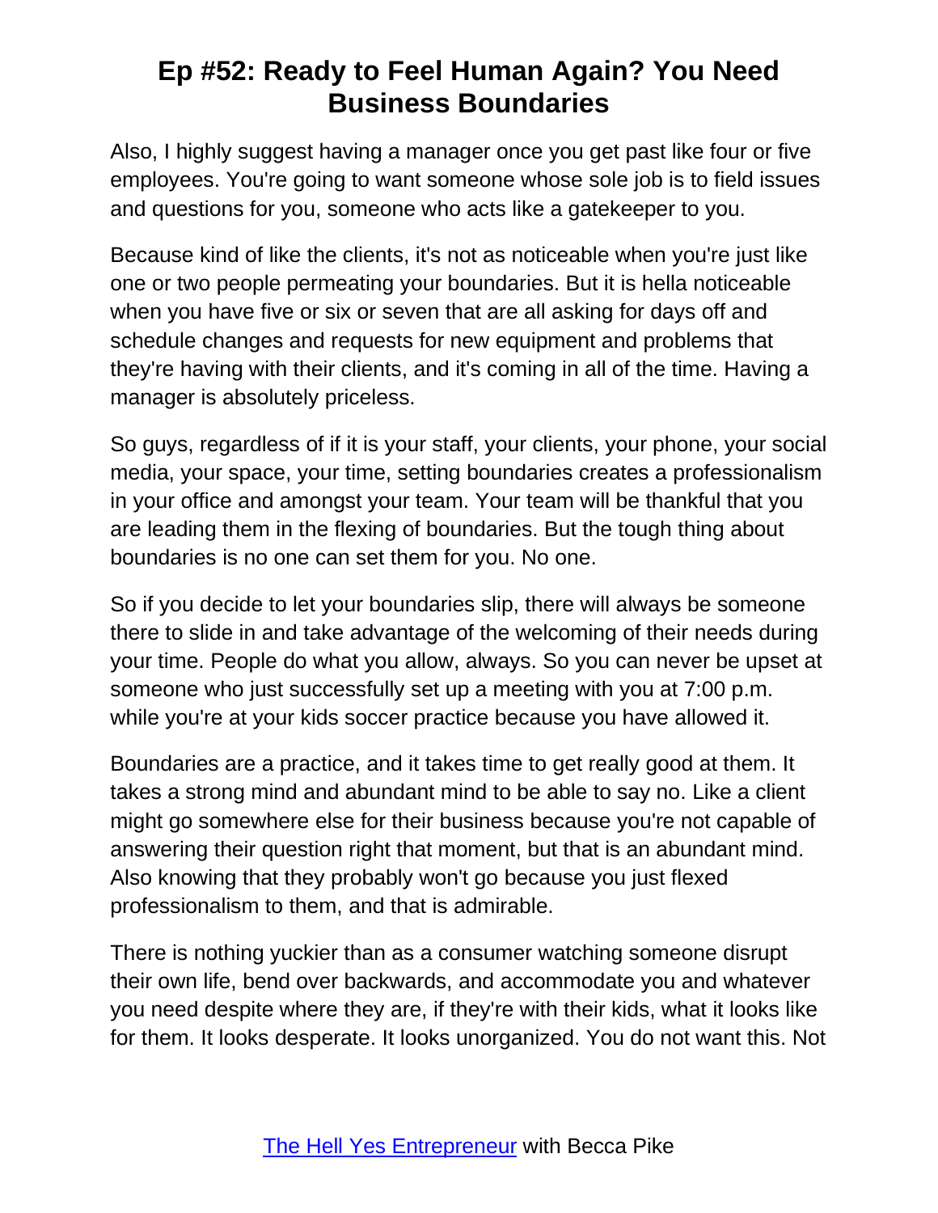Also, I highly suggest having a manager once you get past like four or five employees. You're going to want someone whose sole job is to field issues and questions for you, someone who acts like a gatekeeper to you.

Because kind of like the clients, it's not as noticeable when you're just like one or two people permeating your boundaries. But it is hella noticeable when you have five or six or seven that are all asking for days off and schedule changes and requests for new equipment and problems that they're having with their clients, and it's coming in all of the time. Having a manager is absolutely priceless.

So guys, regardless of if it is your staff, your clients, your phone, your social media, your space, your time, setting boundaries creates a professionalism in your office and amongst your team. Your team will be thankful that you are leading them in the flexing of boundaries. But the tough thing about boundaries is no one can set them for you. No one.

So if you decide to let your boundaries slip, there will always be someone there to slide in and take advantage of the welcoming of their needs during your time. People do what you allow, always. So you can never be upset at someone who just successfully set up a meeting with you at 7:00 p.m. while you're at your kids soccer practice because you have allowed it.

Boundaries are a practice, and it takes time to get really good at them. It takes a strong mind and abundant mind to be able to say no. Like a client might go somewhere else for their business because you're not capable of answering their question right that moment, but that is an abundant mind. Also knowing that they probably won't go because you just flexed professionalism to them, and that is admirable.

There is nothing yuckier than as a consumer watching someone disrupt their own life, bend over backwards, and accommodate you and whatever you need despite where they are, if they're with their kids, what it looks like for them. It looks desperate. It looks unorganized. You do not want this. Not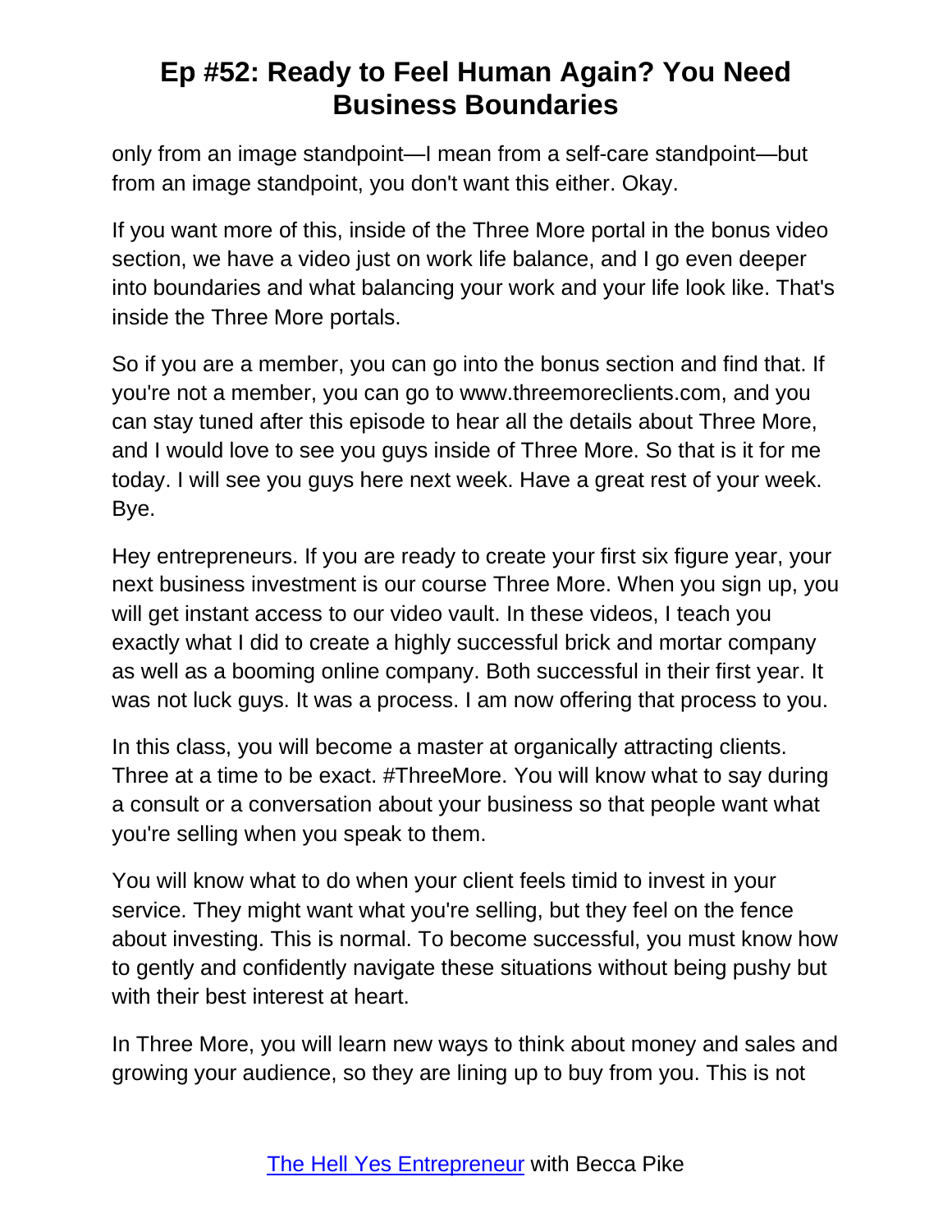only from an image standpoint—I mean from a self-care standpoint—but from an image standpoint, you don't want this either. Okay.

If you want more of this, inside of the Three More portal in the bonus video section, we have a video just on work life balance, and I go even deeper into boundaries and what balancing your work and your life look like. That's inside the Three More portals.

So if you are a member, you can go into the bonus section and find that. If you're not a member, you can go to www.threemoreclients.com, and you can stay tuned after this episode to hear all the details about Three More, and I would love to see you guys inside of Three More. So that is it for me today. I will see you guys here next week. Have a great rest of your week. Bye.

Hey entrepreneurs. If you are ready to create your first six figure year, your next business investment is our course Three More. When you sign up, you will get instant access to our video vault. In these videos, I teach you exactly what I did to create a highly successful brick and mortar company as well as a booming online company. Both successful in their first year. It was not luck guys. It was a process. I am now offering that process to you.

In this class, you will become a master at organically attracting clients. Three at a time to be exact. #ThreeMore. You will know what to say during a consult or a conversation about your business so that people want what you're selling when you speak to them.

You will know what to do when your client feels timid to invest in your service. They might want what you're selling, but they feel on the fence about investing. This is normal. To become successful, you must know how to gently and confidently navigate these situations without being pushy but with their best interest at heart.

In Three More, you will learn new ways to think about money and sales and growing your audience, so they are lining up to buy from you. This is not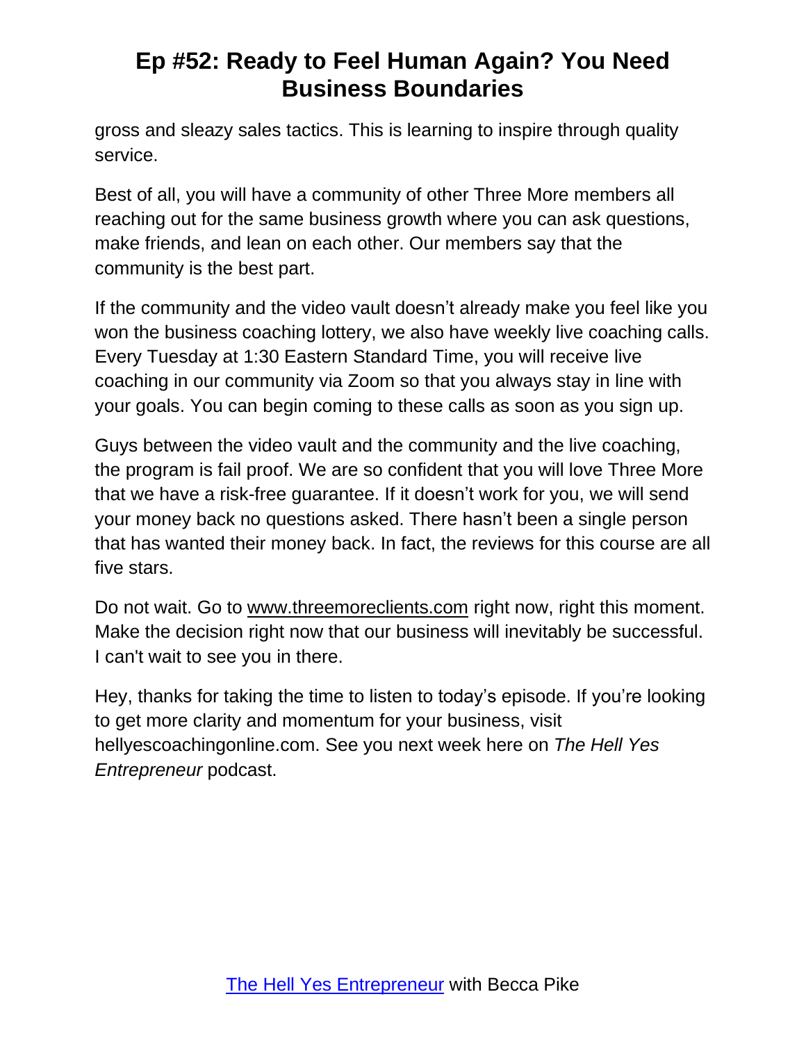gross and sleazy sales tactics. This is learning to inspire through quality service.

Best of all, you will have a community of other Three More members all reaching out for the same business growth where you can ask questions, make friends, and lean on each other. Our members say that the community is the best part.

If the community and the video vault doesn't already make you feel like you won the business coaching lottery, we also have weekly live coaching calls. Every Tuesday at 1:30 Eastern Standard Time, you will receive live coaching in our community via Zoom so that you always stay in line with your goals. You can begin coming to these calls as soon as you sign up.

Guys between the video vault and the community and the live coaching, the program is fail proof. We are so confident that you will love Three More that we have a risk-free guarantee. If it doesn't work for you, we will send your money back no questions asked. There hasn't been a single person that has wanted their money back. In fact, the reviews for this course are all five stars.

Do not wait. Go to [www.threemoreclients.com](www.threemoreclients.com) right now, right this moment. Make the decision right now that our business will inevitably be successful. I can't wait to see you in there.

Hey, thanks for taking the time to listen to today's episode. If you're looking to get more clarity and momentum for your business, visit hellyescoachingonline.com. See you next week here on *The Hell Yes Entrepreneur* podcast.